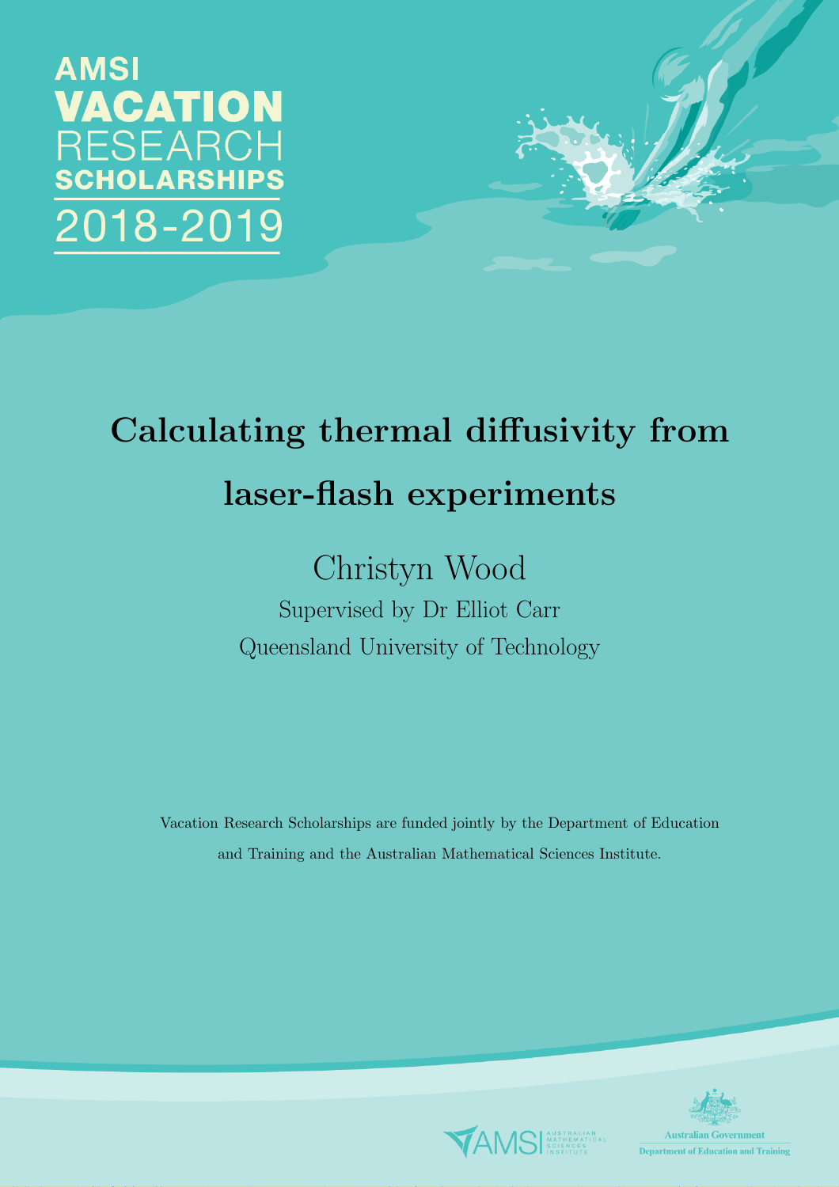AMSI
VACATION
RESEARCH
SCHOLARSHIPS
2018-2019

# Calculating thermal diffusivity from laser-flash experiments

Christyn Wood

Supervised by Dr Elliot Carr

Queensland University of Technology

Vacation Research Scholarships are funded jointly by the Department of Education and Training and the Australian Mathematical Sciences Institute.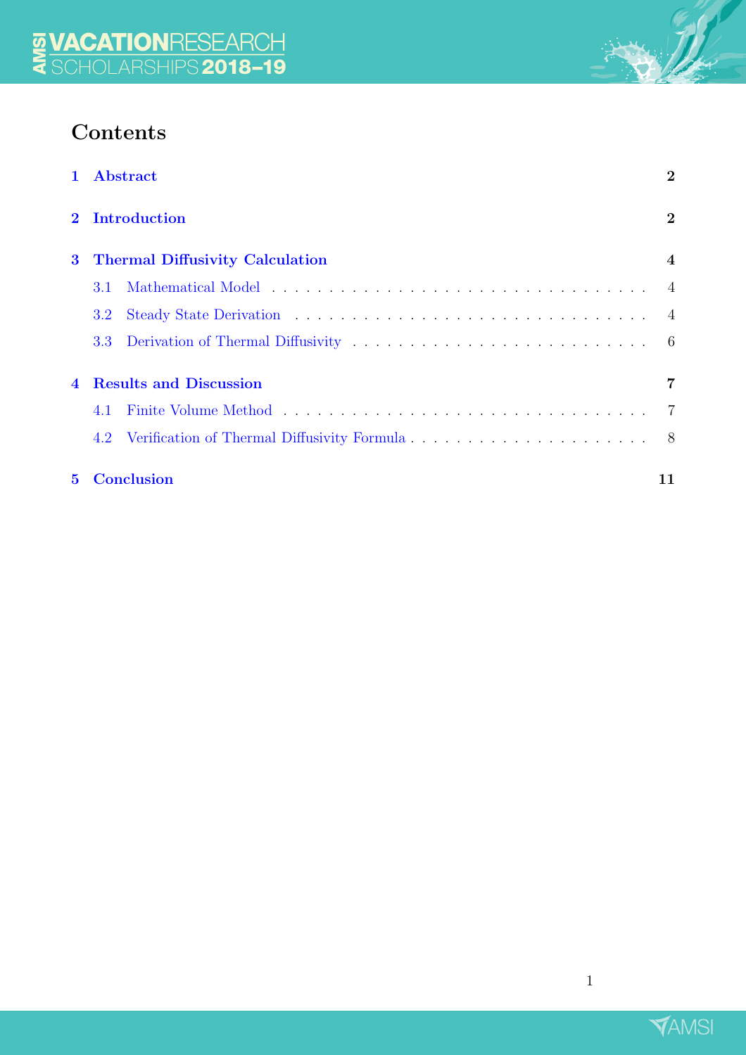# Contents

1 Abstract 2

2 Introduction 2

3 Thermal Diffusivity Calculation 4

- 3.1 Mathematical Model 4
- 3.2 Steady State Derivation 4
- 3.3 Derivation of Thermal Diffusivity 6

4 Results and Discussion 7

- 4.1 Finite Volume Method 7
- 4.2 Verification of Thermal Diffusivity Formula 8

5 Conclusion 11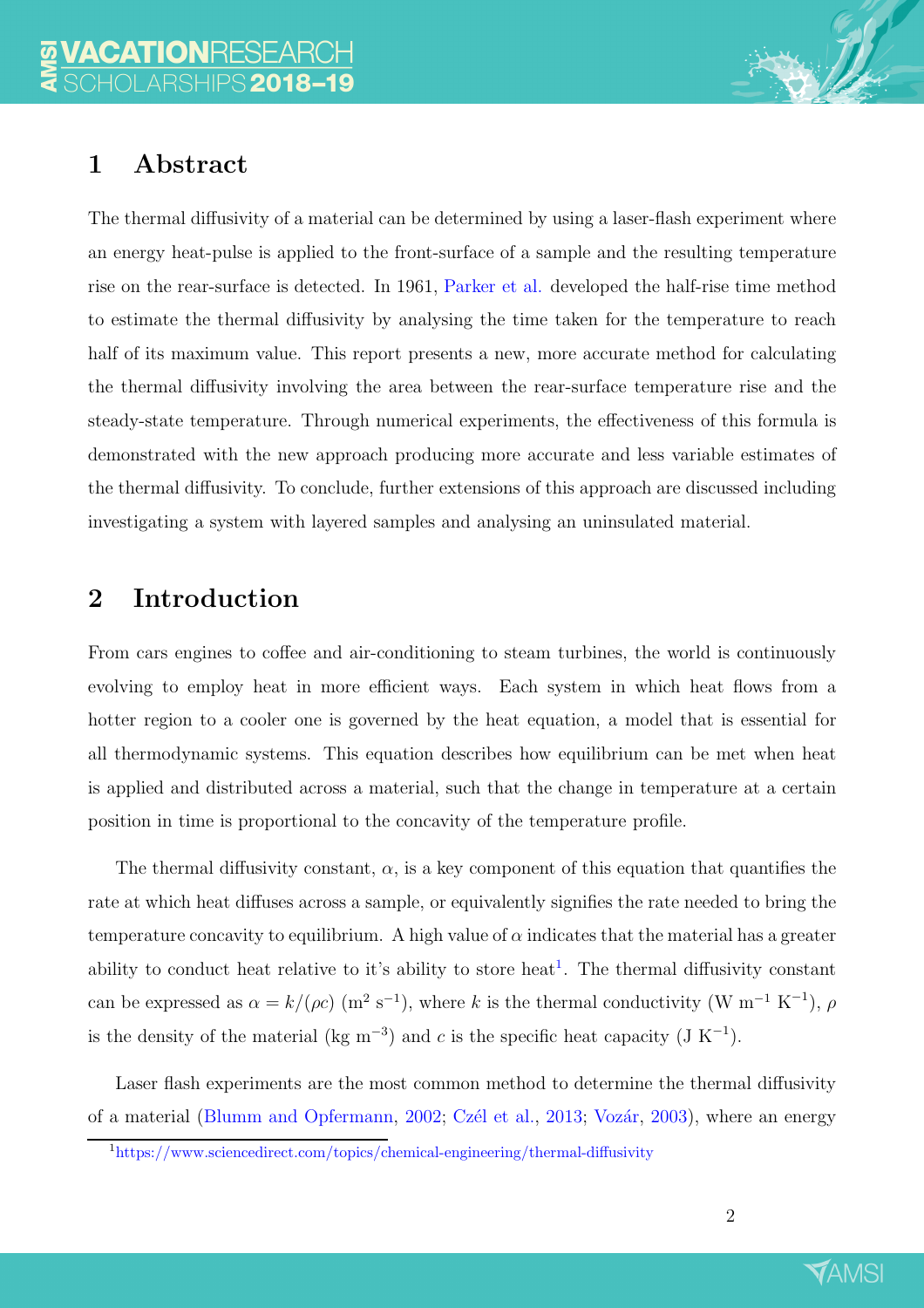## 1 Abstract

The thermal diffusivity of a material can be determined by using a laser-flash experiment where an energy heat-pulse is applied to the front-surface of a sample and the resulting temperature rise on the rear-surface is detected. In 1961, Parker et al. developed the half-rise time method to estimate the thermal diffusivity by analysing the time taken for the temperature to reach half of its maximum value. This report presents a new, more accurate method for calculating the thermal diffusivity involving the area between the rear-surface temperature rise and the steady-state temperature. Through numerical experiments, the effectiveness of this formula is demonstrated with the new approach producing more accurate and less variable estimates of the thermal diffusivity. To conclude, further extensions of this approach are discussed including investigating a system with layered samples and analysing an uninsulated material.

## 2 Introduction

From cars engines to coffee and air-conditioning to steam turbines, the world is continuously evolving to employ heat in more efficient ways. Each system in which heat flows from a hotter region to a cooler one is governed by the heat equation, a model that is essential for all thermodynamic systems. This equation describes how equilibrium can be met when heat is applied and distributed across a material, such that the change in temperature at a certain position in time is proportional to the concavity of the temperature profile.

The thermal diffusivity constant, $\alpha$, is a key component of this equation that quantifies the rate at which heat diffuses across a sample, or equivalently signifies the rate needed to bring the temperature concavity to equilibrium. A high value of $\alpha$ indicates that the material has a greater ability to conduct heat relative to it's ability to store heat[1]. The thermal diffusivity constant can be expressed as $\alpha = k/(\rho c)$ ($\mathrm{m^2\ s^{-1}}$), where $k$ is the thermal conductivity ($\mathrm{W\ m^{-1}\ K^{-1}}$), $\rho$ is the density of the material ($\mathrm{kg\ m^{-3}}$) and $c$ is the specific heat capacity ($\mathrm{J\ K^{-1}}$).

Laser flash experiments are the most common method to determine the thermal diffusivity of a material (Blumm and Opfermann, 2002; Czél et al., 2013; Vozár, 2003), where an energy

[1] https://www.sciencedirect.com/topics/chemical-engineering/thermal-diffusivity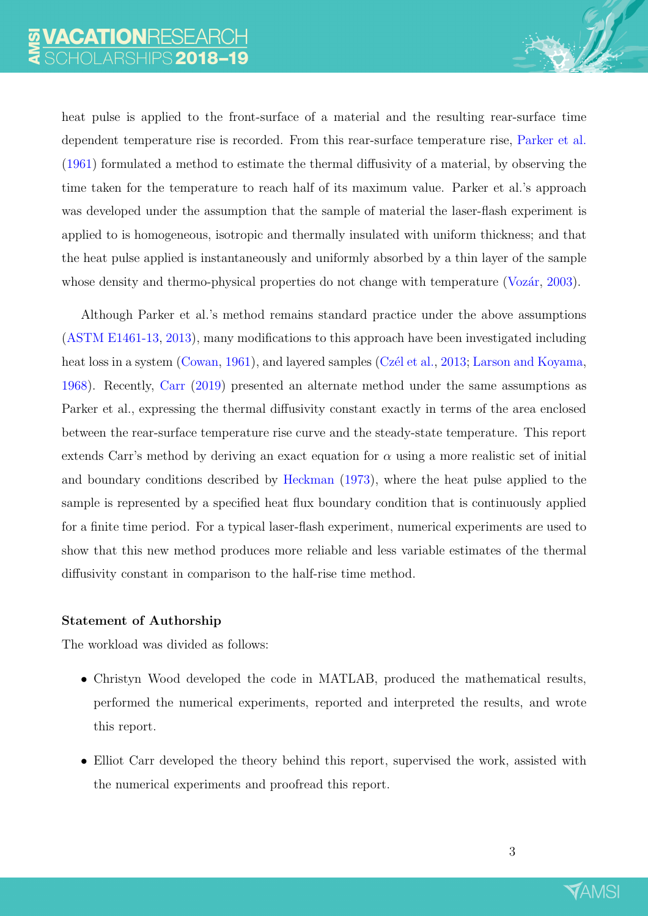heat pulse is applied to the front-surface of a material and the resulting rear-surface time dependent temperature rise is recorded. From this rear-surface temperature rise, Parker et al. (1961) formulated a method to estimate the thermal diffusivity of a material, by observing the time taken for the temperature to reach half of its maximum value. Parker et al.'s approach was developed under the assumption that the sample of material the laser-flash experiment is applied to is homogeneous, isotropic and thermally insulated with uniform thickness; and that the heat pulse applied is instantaneously and uniformly absorbed by a thin layer of the sample whose density and thermo-physical properties do not change with temperature (Vozár, 2003).

Although Parker et al.'s method remains standard practice under the above assumptions (ASTM E1461-13, 2013), many modifications to this approach have been investigated including heat loss in a system (Cowan, 1961), and layered samples (Czél et al., 2013; Larson and Koyama, 1968). Recently, Carr (2019) presented an alternate method under the same assumptions as Parker et al., expressing the thermal diffusivity constant exactly in terms of the area enclosed between the rear-surface temperature rise curve and the steady-state temperature. This report extends Carr's method by deriving an exact equation for $\alpha$ using a more realistic set of initial and boundary conditions described by Heckman (1973), where the heat pulse applied to the sample is represented by a specified heat flux boundary condition that is continuously applied for a finite time period. For a typical laser-flash experiment, numerical experiments are used to show that this new method produces more reliable and less variable estimates of the thermal diffusivity constant in comparison to the half-rise time method.

**Statement of Authorship**

The workload was divided as follows:

- Christyn Wood developed the code in MATLAB, produced the mathematical results, performed the numerical experiments, reported and interpreted the results, and wrote this report.
- Elliot Carr developed the theory behind this report, supervised the work, assisted with the numerical experiments and proofread this report.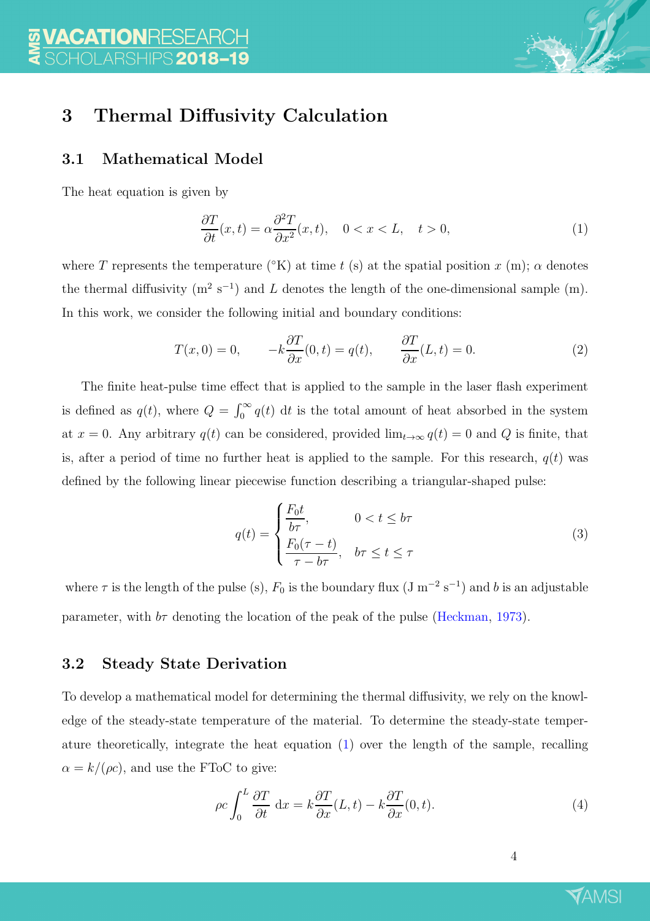## 3 Thermal Diffusivity Calculation

### 3.1 Mathematical Model

The heat equation is given by

$$\frac{\partial T}{\partial t}(x,t) = \alpha \frac{\partial^2 T}{\partial x^2}(x,t), \quad 0 < x < L, \quad t > 0, \tag{1}$$

where $T$ represents the temperature (°K) at time $t$ (s) at the spatial position $x$ (m); $\alpha$ denotes the thermal diffusivity (m$^2$ s$^{-1}$) and $L$ denotes the length of the one-dimensional sample (m). In this work, we consider the following initial and boundary conditions:

$$T(x,0) = 0, \qquad -k\frac{\partial T}{\partial x}(0,t) = q(t), \qquad \frac{\partial T}{\partial x}(L,t) = 0. \tag{2}$$

The finite heat-pulse time effect that is applied to the sample in the laser flash experiment is defined as $q(t)$, where $Q = \int_0^\infty q(t)\ \mathrm{d}t$ is the total amount of heat absorbed in the system at $x = 0$. Any arbitrary $q(t)$ can be considered, provided $\lim_{t\to\infty} q(t) = 0$ and $Q$ is finite, that is, after a period of time no further heat is applied to the sample. For this research, $q(t)$ was defined by the following linear piecewise function describing a triangular-shaped pulse:

$$q(t) = \begin{cases} \dfrac{F_0 t}{b\tau}, & 0 < t \leq b\tau \\[2ex] \dfrac{F_0(\tau - t)}{\tau - b\tau}, & b\tau \leq t \leq \tau \end{cases} \tag{3}$$

where $\tau$ is the length of the pulse (s), $F_0$ is the boundary flux (J m$^{-2}$ s$^{-1}$) and $b$ is an adjustable parameter, with $b\tau$ denoting the location of the peak of the pulse (Heckman, 1973).

### 3.2 Steady State Derivation

To develop a mathematical model for determining the thermal diffusivity, we rely on the knowledge of the steady-state temperature of the material. To determine the steady-state temperature theoretically, integrate the heat equation (1) over the length of the sample, recalling $\alpha = k/(\rho c)$, and use the FToC to give:

$$\rho c \int_0^L \frac{\partial T}{\partial t}\ \mathrm{d}x = k\frac{\partial T}{\partial x}(L,t) - k\frac{\partial T}{\partial x}(0,t). \tag{4}$$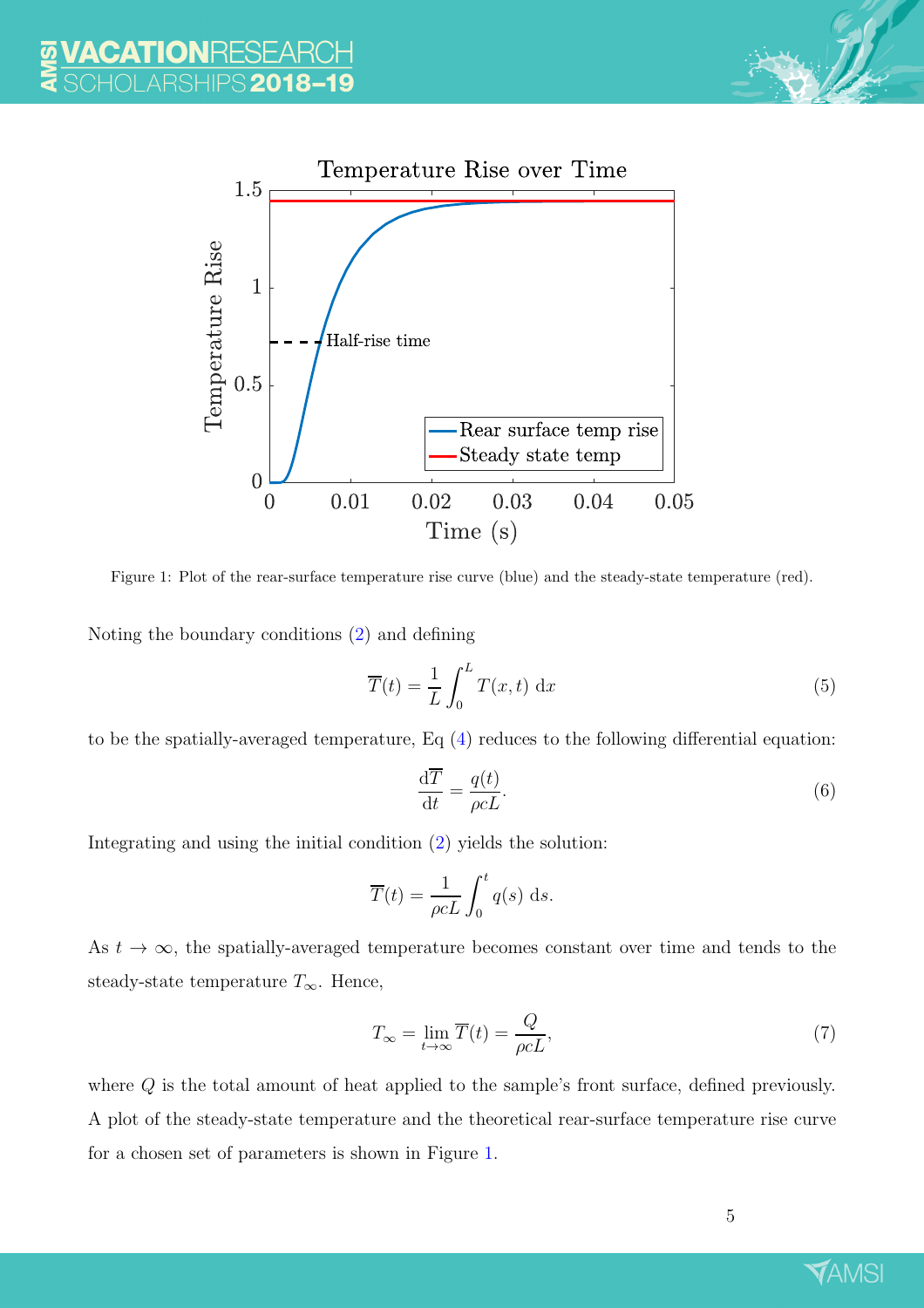Figure 1: Plot of the rear-surface temperature rise curve (blue) and the steady-state temperature (red).

Noting the boundary conditions (2) and defining

$$\overline{T}(t) = \frac{1}{L}\int_0^L T(x,t)\ \mathrm{d}x \tag{5}$$

to be the spatially-averaged temperature, Eq (4) reduces to the following differential equation:

$$\frac{\mathrm{d}\overline{T}}{\mathrm{d}t} = \frac{q(t)}{\rho c L}. \tag{6}$$

Integrating and using the initial condition (2) yields the solution:

$$\overline{T}(t) = \frac{1}{\rho c L}\int_0^t q(s)\ \mathrm{d}s.$$

As $t \to \infty$, the spatially-averaged temperature becomes constant over time and tends to the steady-state temperature $T_\infty$. Hence,

$$T_\infty = \lim_{t\to\infty} \overline{T}(t) = \frac{Q}{\rho c L}, \tag{7}$$

where $Q$ is the total amount of heat applied to the sample's front surface, defined previously. A plot of the steady-state temperature and the theoretical rear-surface temperature rise curve for a chosen set of parameters is shown in Figure 1.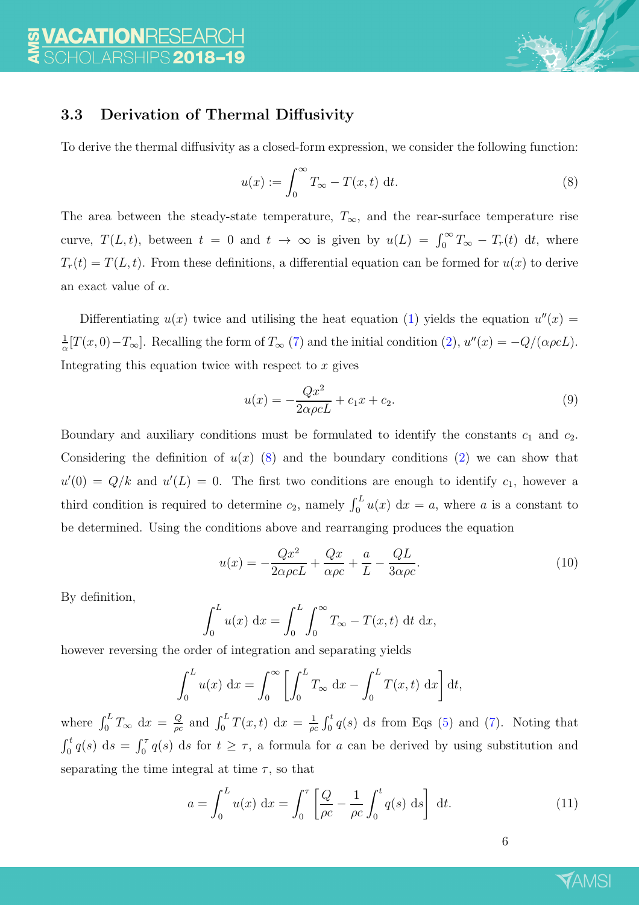### 3.3 Derivation of Thermal Diffusivity

To derive the thermal diffusivity as a closed-form expression, we consider the following function:

$$u(x) := \int_0^\infty T_\infty - T(x,t) \; \mathrm{d}t. \tag{8}$$

The area between the steady-state temperature, $T_\infty$, and the rear-surface temperature rise curve, $T(L,t)$, between $t = 0$ and $t \to \infty$ is given by $u(L) = \int_0^\infty T_\infty - T_r(t) \; \mathrm{d}t$, where $T_r(t) = T(L,t)$. From these definitions, a differential equation can be formed for $u(x)$ to derive an exact value of $\alpha$.

Differentiating $u(x)$ twice and utilising the heat equation (1) yields the equation $u''(x) = \frac{1}{\alpha}[T(x,0) - T_\infty]$. Recalling the form of $T_\infty$ (7) and the initial condition (2), $u''(x) = -Q/(\alpha \rho c L)$. Integrating this equation twice with respect to $x$ gives

$$u(x) = -\frac{Qx^2}{2\alpha\rho c L} + c_1 x + c_2. \tag{9}$$

Boundary and auxiliary conditions must be formulated to identify the constants $c_1$ and $c_2$. Considering the definition of $u(x)$ (8) and the boundary conditions (2) we can show that $u'(0) = Q/k$ and $u'(L) = 0$. The first two conditions are enough to identify $c_1$, however a third condition is required to determine $c_2$, namely $\int_0^L u(x) \; \mathrm{d}x = a$, where $a$ is a constant to be determined. Using the conditions above and rearranging produces the equation

$$u(x) = -\frac{Qx^2}{2\alpha\rho c L} + \frac{Qx}{\alpha\rho c} + \frac{a}{L} - \frac{QL}{3\alpha\rho c}. \tag{10}$$

By definition,

$$\int_0^L u(x) \; \mathrm{d}x = \int_0^L \int_0^\infty T_\infty - T(x,t) \; \mathrm{d}t \; \mathrm{d}x,$$

however reversing the order of integration and separating yields

$$\int_0^L u(x) \; \mathrm{d}x = \int_0^\infty \left[ \int_0^L T_\infty \; \mathrm{d}x - \int_0^L T(x,t) \; \mathrm{d}x \right] \mathrm{d}t,$$

where $\int_0^L T_\infty \; \mathrm{d}x = \frac{Q}{\rho c}$ and $\int_0^L T(x,t) \; \mathrm{d}x = \frac{1}{\rho c} \int_0^t q(s) \; \mathrm{d}s$ from Eqs (5) and (7). Noting that $\int_0^t q(s) \; \mathrm{d}s = \int_0^\tau q(s) \; \mathrm{d}s$ for $t \geq \tau$, a formula for $a$ can be derived by using substitution and separating the time integral at time $\tau$, so that

$$a = \int_0^L u(x) \; \mathrm{d}x = \int_0^\tau \left[ \frac{Q}{\rho c} - \frac{1}{\rho c} \int_0^t q(s) \; \mathrm{d}s \right] \; \mathrm{d}t. \tag{11}$$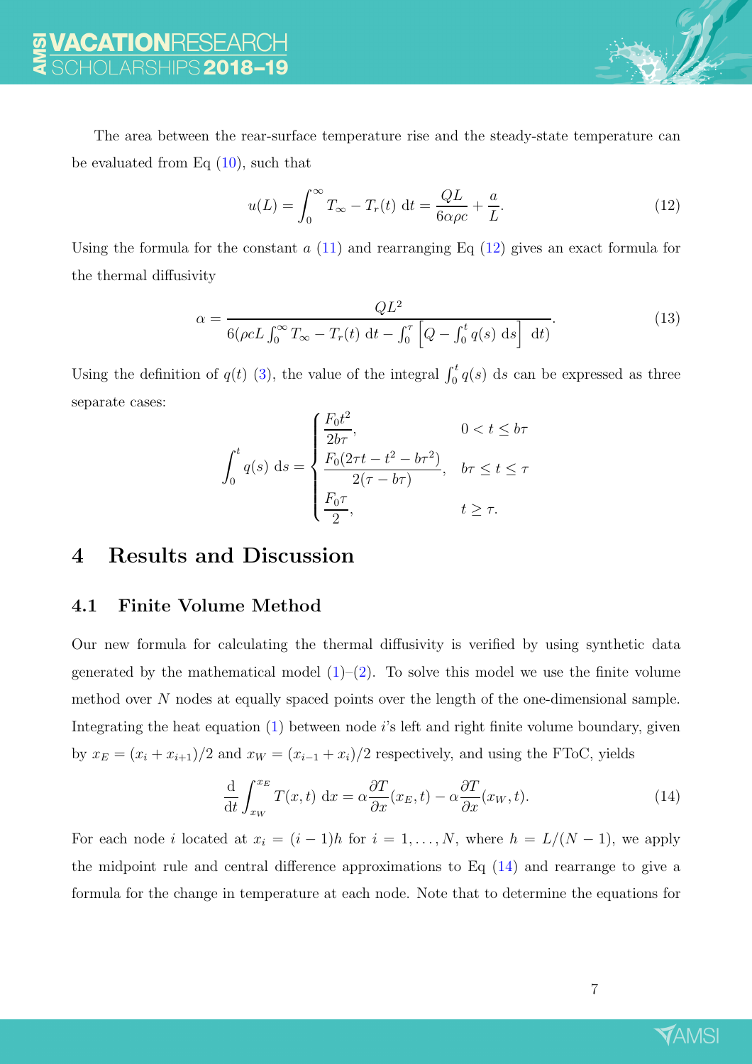The area between the rear-surface temperature rise and the steady-state temperature can be evaluated from Eq (10), such that

$$u(L) = \int_0^\infty T_\infty - T_r(t)\ \mathrm{d}t = \frac{QL}{6\alpha\rho c} + \frac{a}{L}. \tag{12}$$

Using the formula for the constant $a$ (11) and rearranging Eq (12) gives an exact formula for the thermal diffusivity

$$\alpha = \frac{QL^2}{6(\rho c L \int_0^\infty T_\infty - T_r(t)\ \mathrm{d}t - \int_0^\tau \left[Q - \int_0^t q(s)\ \mathrm{d}s\right]\ \mathrm{d}t)}. \tag{13}$$

Using the definition of $q(t)$ (3), the value of the integral $\int_0^t q(s)\ \mathrm{d}s$ can be expressed as three separate cases:

$$\int_0^t q(s)\ \mathrm{d}s = \begin{cases} \dfrac{F_0 t^2}{2b\tau}, & 0 < t \leq b\tau \\ \dfrac{F_0(2\tau t - t^2 - b\tau^2)}{2(\tau - b\tau)}, & b\tau \leq t \leq \tau \\ \dfrac{F_0 \tau}{2}, & t \geq \tau. \end{cases}$$

# 4 Results and Discussion

## 4.1 Finite Volume Method

Our new formula for calculating the thermal diffusivity is verified by using synthetic data generated by the mathematical model (1)–(2). To solve this model we use the finite volume method over $N$ nodes at equally spaced points over the length of the one-dimensional sample. Integrating the heat equation (1) between node $i$'s left and right finite volume boundary, given by $x_E = (x_i + x_{i+1})/2$ and $x_W = (x_{i-1} + x_i)/2$ respectively, and using the FToC, yields

$$\frac{\mathrm{d}}{\mathrm{d}t}\int_{x_W}^{x_E} T(x,t)\ \mathrm{d}x = \alpha\frac{\partial T}{\partial x}(x_E, t) - \alpha\frac{\partial T}{\partial x}(x_W, t). \tag{14}$$

For each node $i$ located at $x_i = (i-1)h$ for $i = 1, \ldots, N$, where $h = L/(N-1)$, we apply the midpoint rule and central difference approximations to Eq (14) and rearrange to give a formula for the change in temperature at each node. Note that to determine the equations for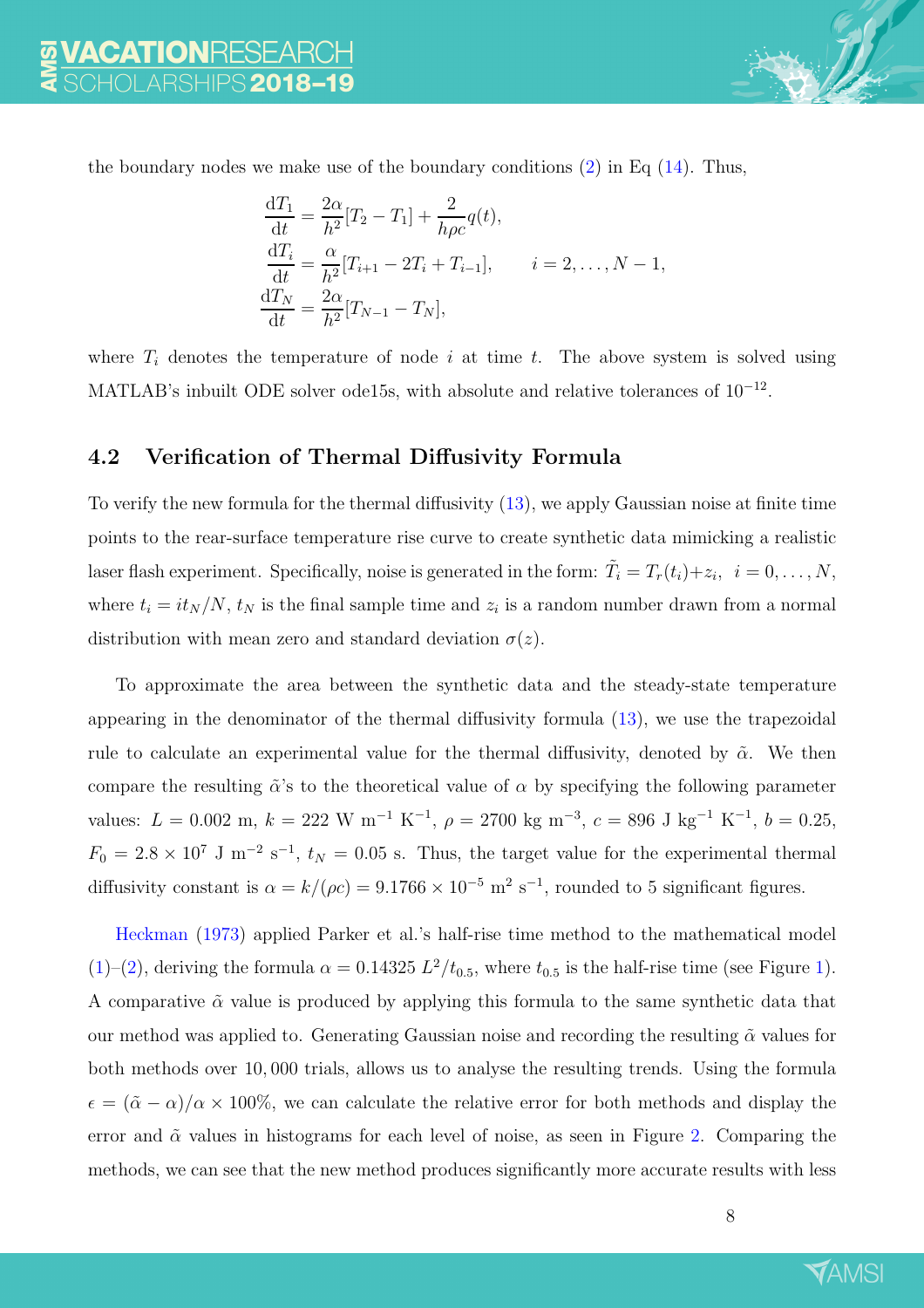the boundary nodes we make use of the boundary conditions (2) in Eq (14). Thus,

$$
\begin{aligned}
\frac{\mathrm{d}T_1}{\mathrm{d}t} &= \frac{2\alpha}{h^2}[T_2 - T_1] + \frac{2}{h\rho c}q(t), \\
\frac{\mathrm{d}T_i}{\mathrm{d}t} &= \frac{\alpha}{h^2}[T_{i+1} - 2T_i + T_{i-1}], \qquad i = 2, \ldots, N-1, \\
\frac{\mathrm{d}T_N}{\mathrm{d}t} &= \frac{2\alpha}{h^2}[T_{N-1} - T_N],
\end{aligned}
$$

where $T_i$ denotes the temperature of node $i$ at time $t$. The above system is solved using MATLAB's inbuilt ODE solver ode15s, with absolute and relative tolerances of $10^{-12}$.

## 4.2 Verification of Thermal Diffusivity Formula

To verify the new formula for the thermal diffusivity (13), we apply Gaussian noise at finite time points to the rear-surface temperature rise curve to create synthetic data mimicking a realistic laser flash experiment. Specifically, noise is generated in the form: $\tilde{T}_i = T_r(t_i) + z_i, \;\; i = 0, \ldots, N$, where $t_i = it_N/N$, $t_N$ is the final sample time and $z_i$ is a random number drawn from a normal distribution with mean zero and standard deviation $\sigma(z)$.

To approximate the area between the synthetic data and the steady-state temperature appearing in the denominator of the thermal diffusivity formula (13), we use the trapezoidal rule to calculate an experimental value for the thermal diffusivity, denoted by $\tilde{\alpha}$. We then compare the resulting $\tilde{\alpha}$'s to the theoretical value of $\alpha$ by specifying the following parameter values: $L = 0.002$ m, $k = 222$ W m$^{-1}$ K$^{-1}$, $\rho = 2700$ kg m$^{-3}$, $c = 896$ J kg$^{-1}$ K$^{-1}$, $b = 0.25$, $F_0 = 2.8 \times 10^7$ J m$^{-2}$ s$^{-1}$, $t_N = 0.05$ s. Thus, the target value for the experimental thermal diffusivity constant is $\alpha = k/(\rho c) = 9.1766 \times 10^{-5}$ m$^2$ s$^{-1}$, rounded to 5 significant figures.

Heckman (1973) applied Parker et al.'s half-rise time method to the mathematical model (1)–(2), deriving the formula $\alpha = 0.14325\, L^2/t_{0.5}$, where $t_{0.5}$ is the half-rise time (see Figure 1). A comparative $\tilde{\alpha}$ value is produced by applying this formula to the same synthetic data that our method was applied to. Generating Gaussian noise and recording the resulting $\tilde{\alpha}$ values for both methods over 10,000 trials, allows us to analyse the resulting trends. Using the formula $\epsilon = (\tilde{\alpha} - \alpha)/\alpha \times 100\%$, we can calculate the relative error for both methods and display the error and $\tilde{\alpha}$ values in histograms for each level of noise, as seen in Figure 2. Comparing the methods, we can see that the new method produces significantly more accurate results with less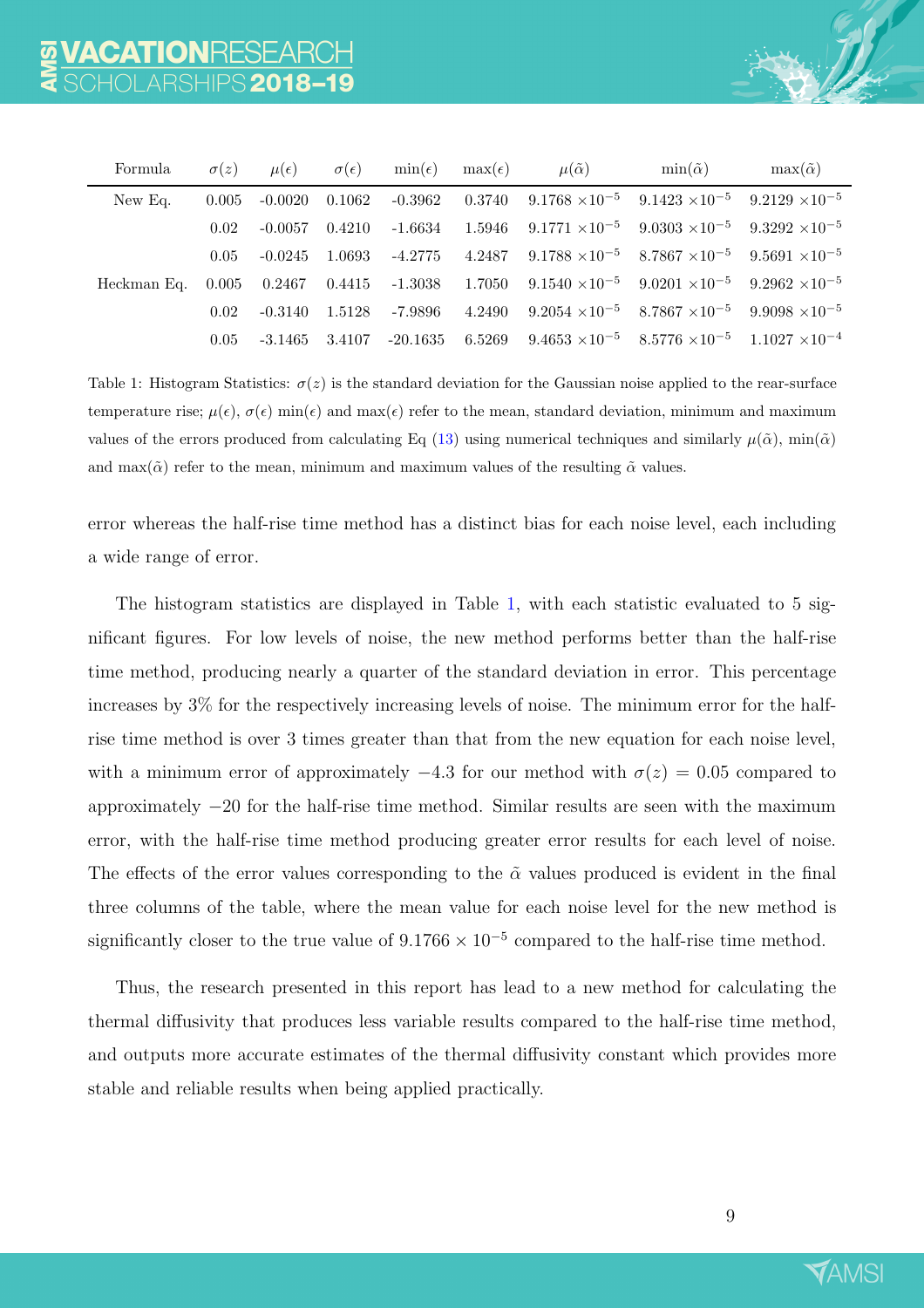| Formula | $\sigma(z)$ | $\mu(\epsilon)$ | $\sigma(\epsilon)$ | $\min(\epsilon)$ | $\max(\epsilon)$ | $\mu(\tilde{\alpha})$ | $\min(\tilde{\alpha})$ | $\max(\tilde{\alpha})$ |
|---|---|---|---|---|---|---|---|---|
| New Eq. | 0.005 | -0.0020 | 0.1062 | -0.3962 | 0.3740 | $9.1768 \times 10^{-5}$ | $9.1423 \times 10^{-5}$ | $9.2129 \times 10^{-5}$ |
| | 0.02 | -0.0057 | 0.4210 | -1.6634 | 1.5946 | $9.1771 \times 10^{-5}$ | $9.0303 \times 10^{-5}$ | $9.3292 \times 10^{-5}$ |
| | 0.05 | -0.0245 | 1.0693 | -4.2775 | 4.2487 | $9.1788 \times 10^{-5}$ | $8.7867 \times 10^{-5}$ | $9.5691 \times 10^{-5}$ |
| Heckman Eq. | 0.005 | 0.2467 | 0.4415 | -1.3038 | 1.7050 | $9.1540 \times 10^{-5}$ | $9.0201 \times 10^{-5}$ | $9.2962 \times 10^{-5}$ |
| | 0.02 | -0.3140 | 1.5128 | -7.9896 | 4.2490 | $9.2054 \times 10^{-5}$ | $8.7867 \times 10^{-5}$ | $9.9098 \times 10^{-5}$ |
| | 0.05 | -3.1465 | 3.4107 | -20.1635 | 6.5269 | $9.4653 \times 10^{-5}$ | $8.5776 \times 10^{-5}$ | $1.1027 \times 10^{-4}$ |

Table 1: Histogram Statistics: $\sigma(z)$ is the standard deviation for the Gaussian noise applied to the rear-surface temperature rise; $\mu(\epsilon)$, $\sigma(\epsilon)$ $\min(\epsilon)$ and $\max(\epsilon)$ refer to the mean, standard deviation, minimum and maximum values of the errors produced from calculating Eq (13) using numerical techniques and similarly $\mu(\tilde{\alpha})$, $\min(\tilde{\alpha})$ and $\max(\tilde{\alpha})$ refer to the mean, minimum and maximum values of the resulting $\tilde{\alpha}$ values.

error whereas the half-rise time method has a distinct bias for each noise level, each including a wide range of error.

The histogram statistics are displayed in Table 1, with each statistic evaluated to 5 significant figures. For low levels of noise, the new method performs better than the half-rise time method, producing nearly a quarter of the standard deviation in error. This percentage increases by 3% for the respectively increasing levels of noise. The minimum error for the half-rise time method is over 3 times greater than that from the new equation for each noise level, with a minimum error of approximately $-4.3$ for our method with $\sigma(z) = 0.05$ compared to approximately $-20$ for the half-rise time method. Similar results are seen with the maximum error, with the half-rise time method producing greater error results for each level of noise. The effects of the error values corresponding to the $\tilde{\alpha}$ values produced is evident in the final three columns of the table, where the mean value for each noise level for the new method is significantly closer to the true value of $9.1766 \times 10^{-5}$ compared to the half-rise time method.

Thus, the research presented in this report has lead to a new method for calculating the thermal diffusivity that produces less variable results compared to the half-rise time method, and outputs more accurate estimates of the thermal diffusivity constant which provides more stable and reliable results when being applied practically.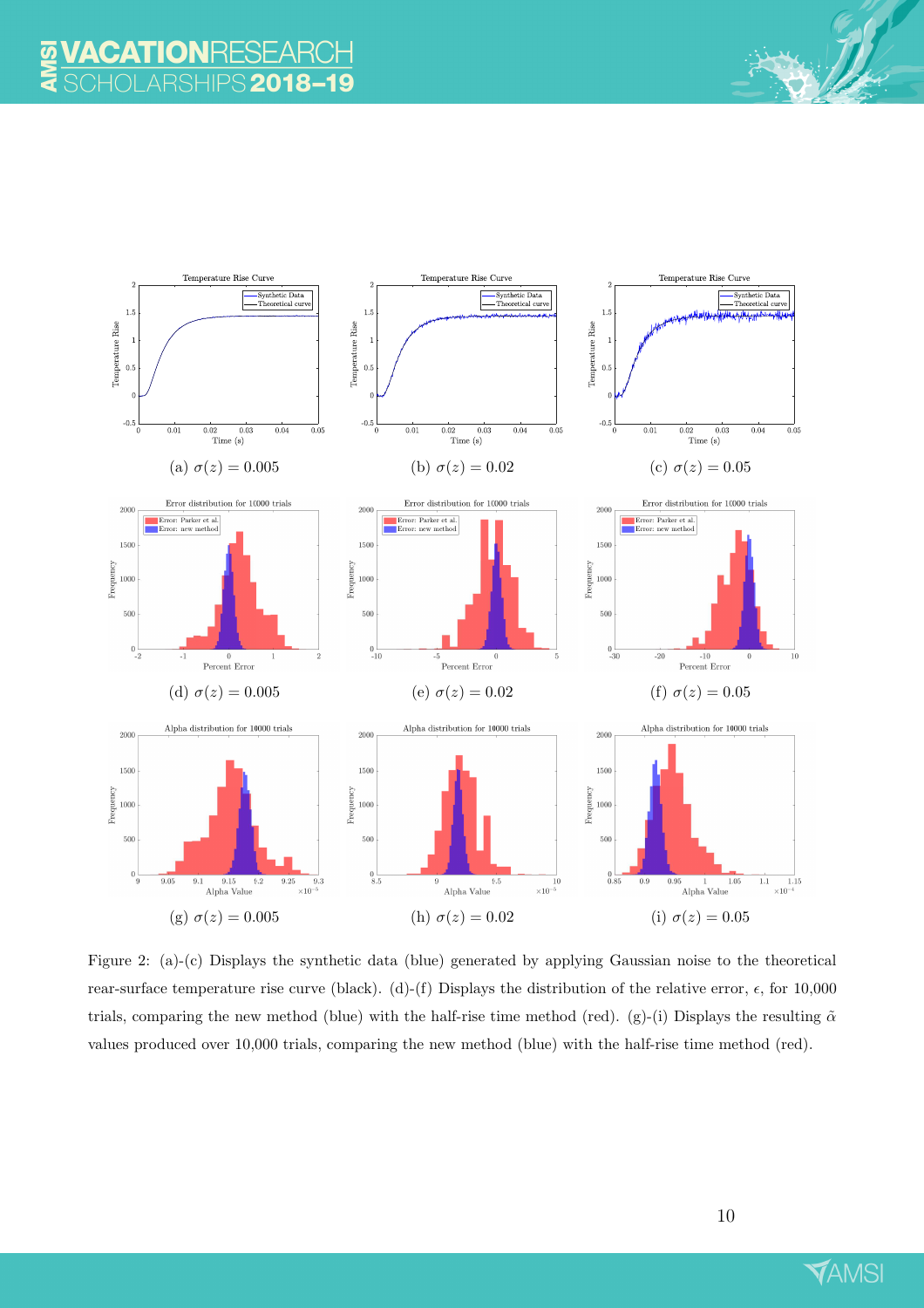(a) $\sigma(z) = 0.005$

(b) $\sigma(z) = 0.02$

(c) $\sigma(z) = 0.05$

(d) $\sigma(z) = 0.005$

(e) $\sigma(z) = 0.02$

(f) $\sigma(z) = 0.05$

(g) $\sigma(z) = 0.005$

(h) $\sigma(z) = 0.02$

(i) $\sigma(z) = 0.05$

Figure 2: (a)-(c) Displays the synthetic data (blue) generated by applying Gaussian noise to the theoretical rear-surface temperature rise curve (black). (d)-(f) Displays the distribution of the relative error, $\epsilon$, for 10,000 trials, comparing the new method (blue) with the half-rise time method (red). (g)-(i) Displays the resulting $\tilde{\alpha}$ values produced over 10,000 trials, comparing the new method (blue) with the half-rise time method (red).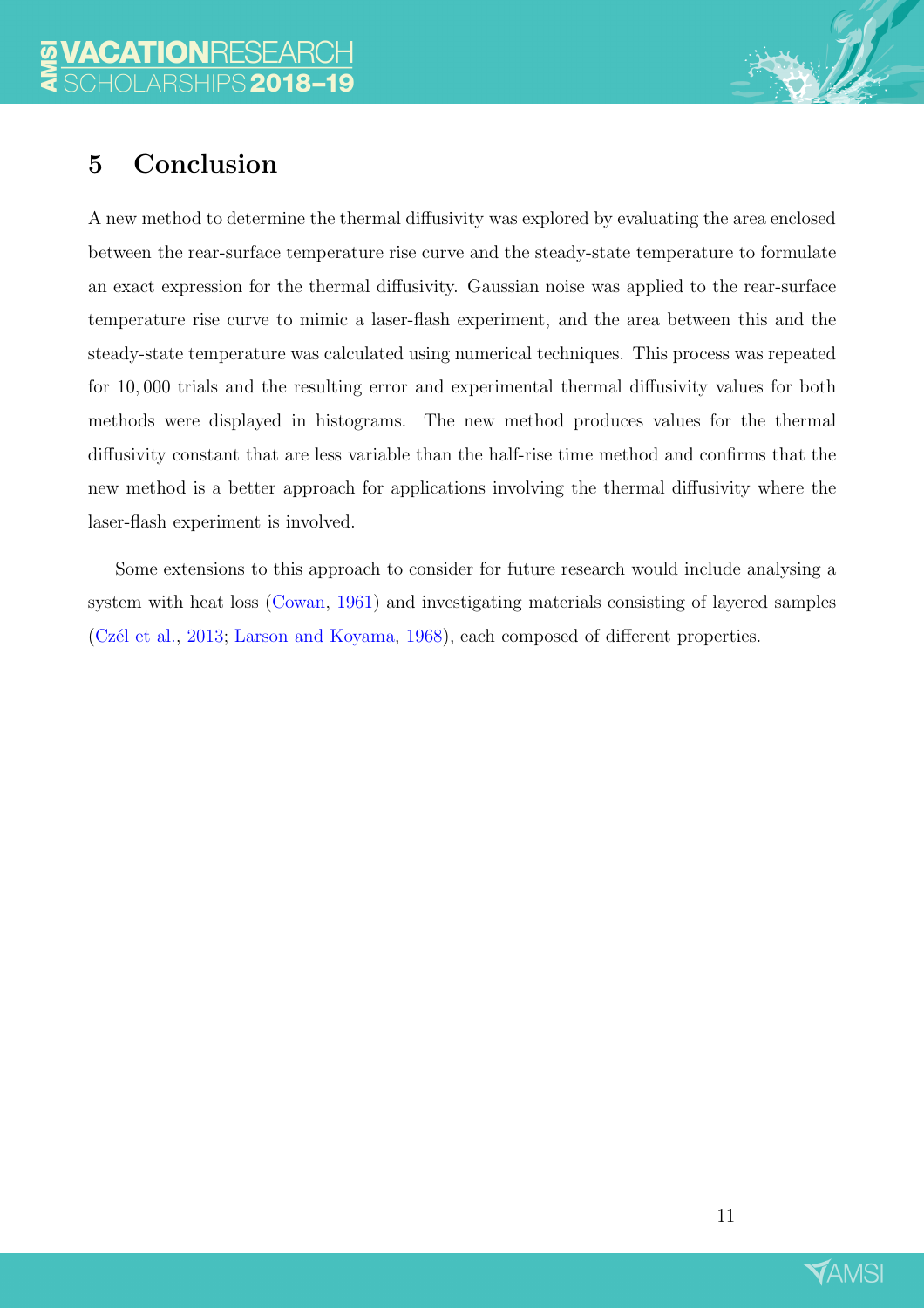## 5 Conclusion

A new method to determine the thermal diffusivity was explored by evaluating the area enclosed between the rear-surface temperature rise curve and the steady-state temperature to formulate an exact expression for the thermal diffusivity. Gaussian noise was applied to the rear-surface temperature rise curve to mimic a laser-flash experiment, and the area between this and the steady-state temperature was calculated using numerical techniques. This process was repeated for $10,000$ trials and the resulting error and experimental thermal diffusivity values for both methods were displayed in histograms. The new method produces values for the thermal diffusivity constant that are less variable than the half-rise time method and confirms that the new method is a better approach for applications involving the thermal diffusivity where the laser-flash experiment is involved.

Some extensions to this approach to consider for future research would include analysing a system with heat loss (Cowan, 1961) and investigating materials consisting of layered samples (Czél et al., 2013; Larson and Koyama, 1968), each composed of different properties.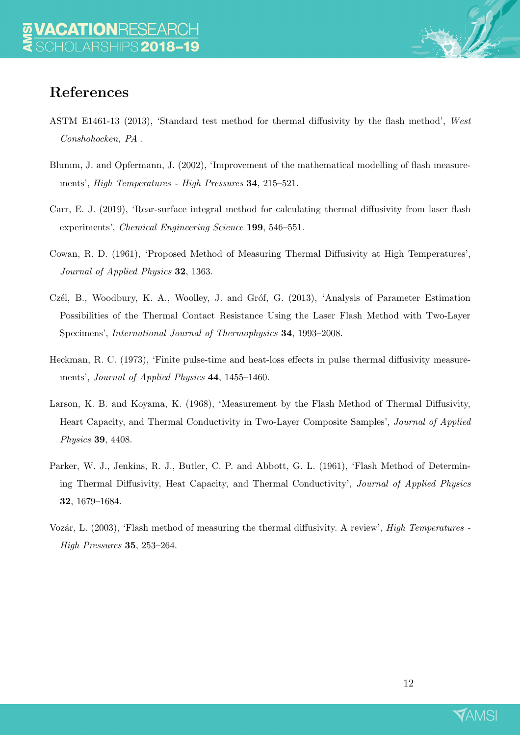# References

ASTM E1461-13 (2013), 'Standard test method for thermal diffusivity by the flash method', *West Conshohocken, PA* .

Blumm, J. and Opfermann, J. (2002), 'Improvement of the mathematical modelling of flash measurements', *High Temperatures - High Pressures* **34**, 215–521.

Carr, E. J. (2019), 'Rear-surface integral method for calculating thermal diffusivity from laser flash experiments', *Chemical Engineering Science* **199**, 546–551.

Cowan, R. D. (1961), 'Proposed Method of Measuring Thermal Diffusivity at High Temperatures', *Journal of Applied Physics* **32**, 1363.

Czél, B., Woodbury, K. A., Woolley, J. and Gróf, G. (2013), 'Analysis of Parameter Estimation Possibilities of the Thermal Contact Resistance Using the Laser Flash Method with Two-Layer Specimens', *International Journal of Thermophysics* **34**, 1993–2008.

Heckman, R. C. (1973), 'Finite pulse-time and heat-loss effects in pulse thermal diffusivity measurements', *Journal of Applied Physics* **44**, 1455–1460.

Larson, K. B. and Koyama, K. (1968), 'Measurement by the Flash Method of Thermal Diffusivity, Heart Capacity, and Thermal Conductivity in Two-Layer Composite Samples', *Journal of Applied Physics* **39**, 4408.

Parker, W. J., Jenkins, R. J., Butler, C. P. and Abbott, G. L. (1961), 'Flash Method of Determining Thermal Diffusivity, Heat Capacity, and Thermal Conductivity', *Journal of Applied Physics* **32**, 1679–1684.

Vozár, L. (2003), 'Flash method of measuring the thermal diffusivity. A review', *High Temperatures - High Pressures* **35**, 253–264.